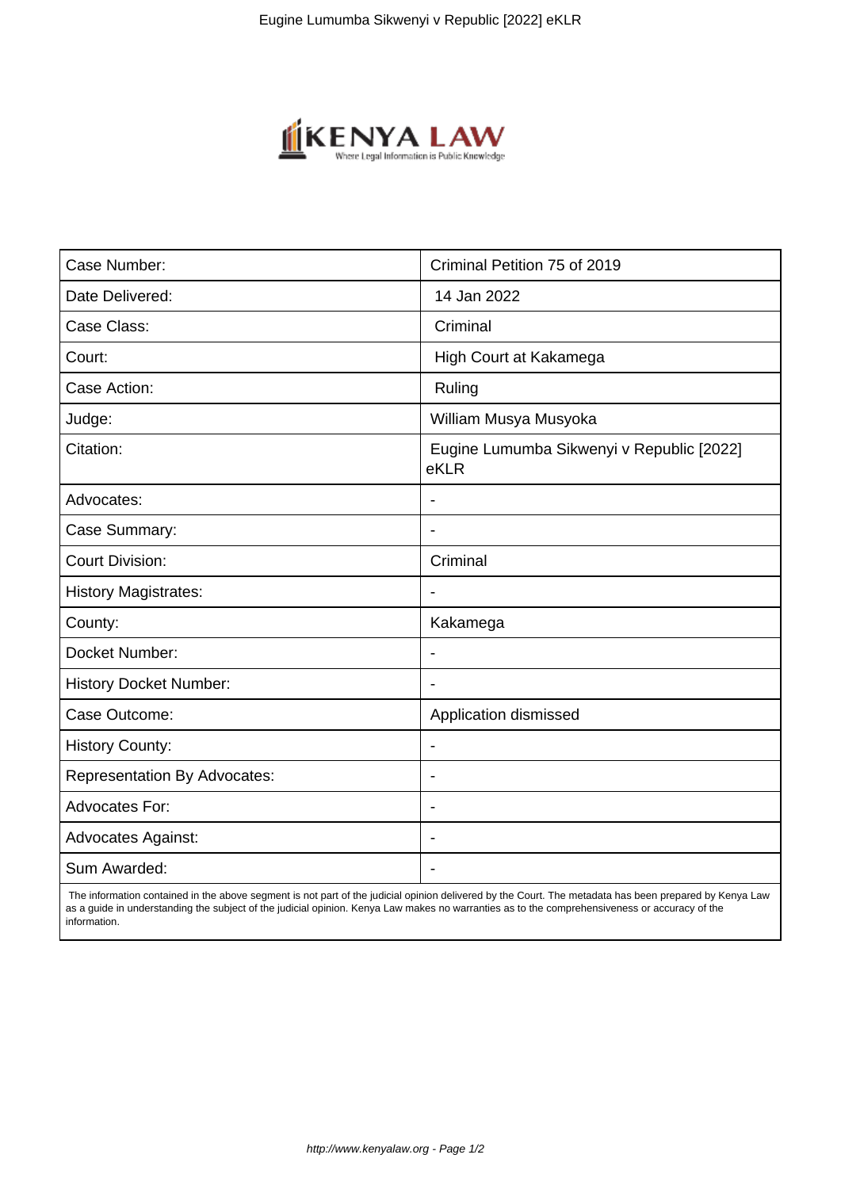| Case Number: | Criminal Petition 75 of 2019 |
|---|---|
| Date Delivered: | 14 Jan 2022 |
| Case Class: | Criminal |
| Court: | High Court at Kakamega |
| Case Action: | Ruling |
| Judge: | William Musya Musyoka |
| Citation: | Eugine Lumumba Sikwenyi v Republic [2022] eKLR |
| Advocates: | - |
| Case Summary: | - |
| Court Division: | Criminal |
| History Magistrates: | - |
| County: | Kakamega |
| Docket Number: | - |
| History Docket Number: | - |
| Case Outcome: | Application dismissed |
| History County: | - |
| Representation By Advocates: | - |
| Advocates For: | - |
| Advocates Against: | - |
| Sum Awarded: | - |

The information contained in the above segment is not part of the judicial opinion delivered by the Court. The metadata has been prepared by Kenya Law as a guide in understanding the subject of the judicial opinion. Kenya Law makes no warranties as to the comprehensiveness or accuracy of the information.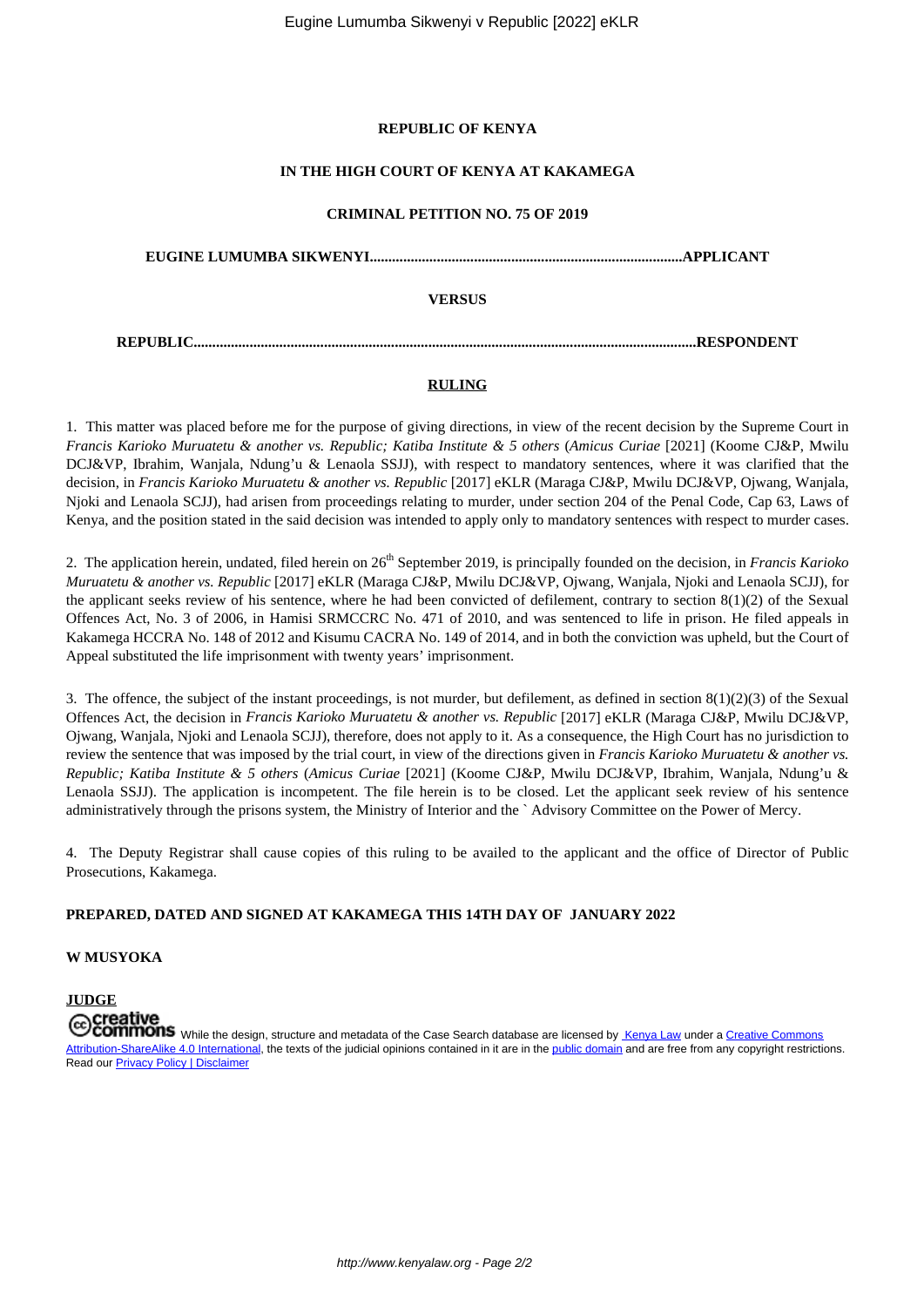**REPUBLIC OF KENYA**

**IN THE HIGH COURT OF KENYA AT KAKAMEGA**

**CRIMINAL PETITION NO. 75 OF 2019**

**EUGINE LUMUMBA SIKWENYI...................................................................................APPLICANT**

**VERSUS**

**REPUBLIC.....................................................................................................................................RESPONDENT**

**RULING**

1. This matter was placed before me for the purpose of giving directions, in view of the recent decision by the Supreme Court in *Francis Karioko Muruatetu & another vs. Republic; Katiba Institute & 5 others* (*Amicus Curiae* [2021] (Koome CJ&P, Mwilu DCJ&VP, Ibrahim, Wanjala, Ndung'u & Lenaola SSJJ), with respect to mandatory sentences, where it was clarified that the decision, in *Francis Karioko Muruatetu & another vs. Republic* [2017] eKLR (Maraga CJ&P, Mwilu DCJ&VP, Ojwang, Wanjala, Njoki and Lenaola SCJJ), had arisen from proceedings relating to murder, under section 204 of the Penal Code, Cap 63, Laws of Kenya, and the position stated in the said decision was intended to apply only to mandatory sentences with respect to murder cases.

2. The application herein, undated, filed herein on 26th September 2019, is principally founded on the decision, in *Francis Karioko Muruatetu & another vs. Republic* [2017] eKLR (Maraga CJ&P, Mwilu DCJ&VP, Ojwang, Wanjala, Njoki and Lenaola SCJJ), for the applicant seeks review of his sentence, where he had been convicted of defilement, contrary to section 8(1)(2) of the Sexual Offences Act, No. 3 of 2006, in Hamisi SRMCCRC No. 471 of 2010, and was sentenced to life in prison. He filed appeals in Kakamega HCCRA No. 148 of 2012 and Kisumu CACRA No. 149 of 2014, and in both the conviction was upheld, but the Court of Appeal substituted the life imprisonment with twenty years' imprisonment.

3. The offence, the subject of the instant proceedings, is not murder, but defilement, as defined in section 8(1)(2)(3) of the Sexual Offences Act, the decision in *Francis Karioko Muruatetu & another vs. Republic* [2017] eKLR (Maraga CJ&P, Mwilu DCJ&VP, Ojwang, Wanjala, Njoki and Lenaola SCJJ), therefore, does not apply to it. As a consequence, the High Court has no jurisdiction to review the sentence that was imposed by the trial court, in view of the directions given in *Francis Karioko Muruatetu & another vs. Republic; Katiba Institute & 5 others* (*Amicus Curiae* [2021] (Koome CJ&P, Mwilu DCJ&VP, Ibrahim, Wanjala, Ndung'u & Lenaola SSJJ). The application is incompetent. The file herein is to be closed. Let the applicant seek review of his sentence administratively through the prisons system, the Ministry of Interior and the ` Advisory Committee on the Power of Mercy.

4. The Deputy Registrar shall cause copies of this ruling to be availed to the applicant and the office of Director of Public Prosecutions, Kakamega.

**PREPARED, DATED AND SIGNED AT KAKAMEGA THIS 14TH DAY OF JANUARY 2022**

**W MUSYOKA**

**JUDGE**

While the design, structure and metadata of the Case Search database are licensed by Kenya Law under a Creative Commons Attribution-ShareAlike 4.0 International, the texts of the judicial opinions contained in it are in the public domain and are free from any copyright restrictions. Read our Privacy Policy | Disclaimer